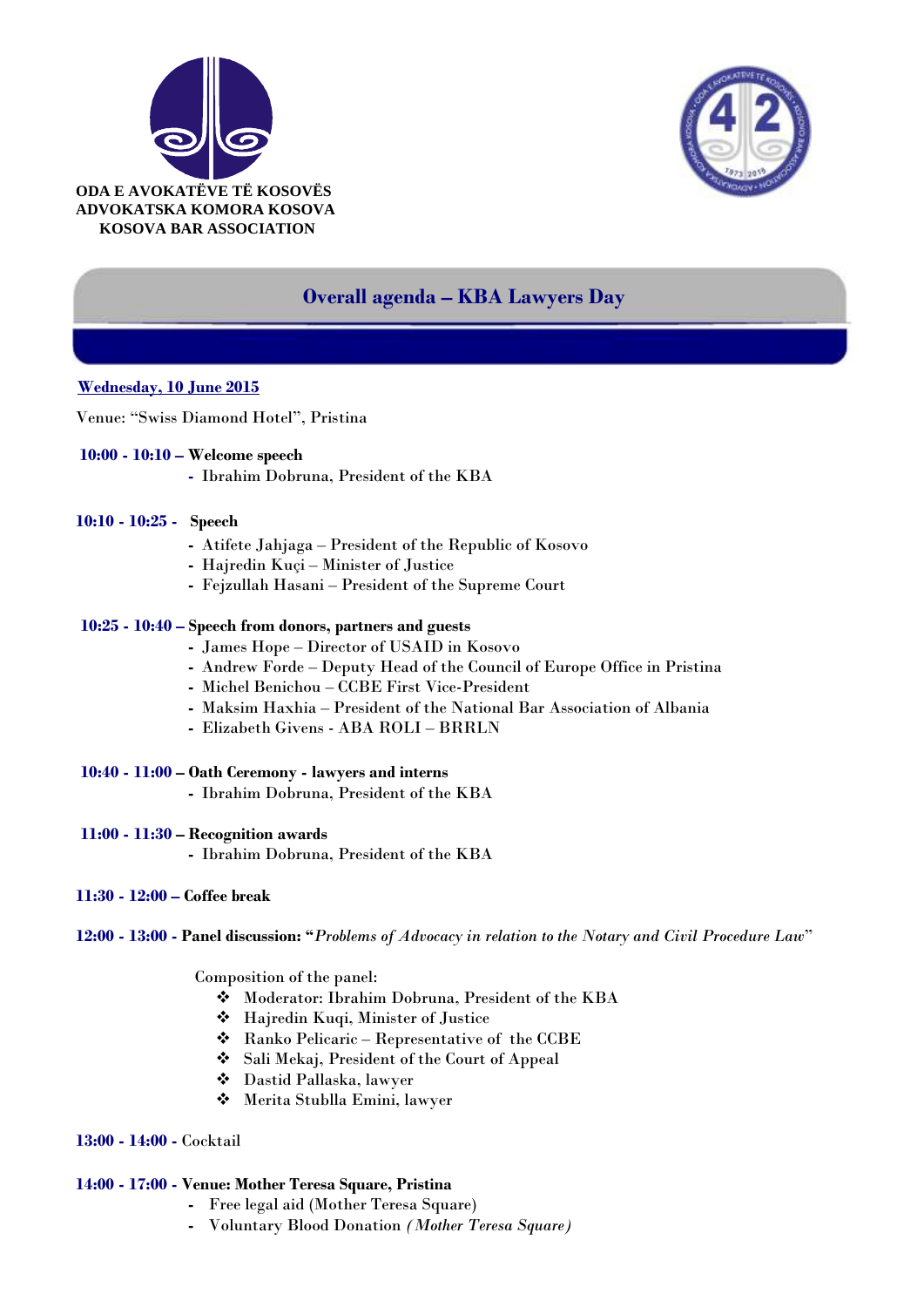**ODA E AVOKATËVE TË KOSOVËS**
**ADVOKATSKA KOMORA KOSOVA**
**KOSOVA BAR ASSOCIATION**

# Overall agenda – KBA Lawyers Day

**Wednesday, 10 June 2015**

Venue: "Swiss Diamond Hotel", Pristina

**10:00 - 10:10 – Welcome speech**

- Ibrahim Dobruna, President of the KBA

**10:10 - 10:25 - Speech**

- Atifete Jahjaga – President of the Republic of Kosovo
- Hajredin Kuçi – Minister of Justice
- Fejzullah Hasani – President of the Supreme Court

**10:25 - 10:40 – Speech from donors, partners and guests**

- James Hope – Director of USAID in Kosovo
- Andrew Forde – Deputy Head of the Council of Europe Office in Pristina
- Michel Benichou – CCBE First Vice-President
- Maksim Haxhia – President of the National Bar Association of Albania
- Elizabeth Givens - ABA ROLI – BRRLN

**10:40 - 11:00 – Oath Ceremony - lawyers and interns**

- Ibrahim Dobruna, President of the KBA

**11:00 - 11:30 – Recognition awards**

- Ibrahim Dobruna, President of the KBA

**11:30 - 12:00 – Coffee break**

**12:00 - 13:00 - Panel discussion: "***Problems of Advocacy in relation to the Notary and Civil Procedure Law*"

Composition of the panel:

- Moderator: Ibrahim Dobruna, President of the KBA
- Hajredin Kuqi, Minister of Justice
- Ranko Pelicaric – Representative of the CCBE
- Sali Mekaj, President of the Court of Appeal
- Dastid Pallaska, lawyer
- Merita Stublla Emini, lawyer

**13:00 - 14:00 -** Cocktail

**14:00 - 17:00 - Venue: Mother Teresa Square, Pristina**

- Free legal aid (Mother Teresa Square)
- Voluntary Blood Donation *(Mother Teresa Square)*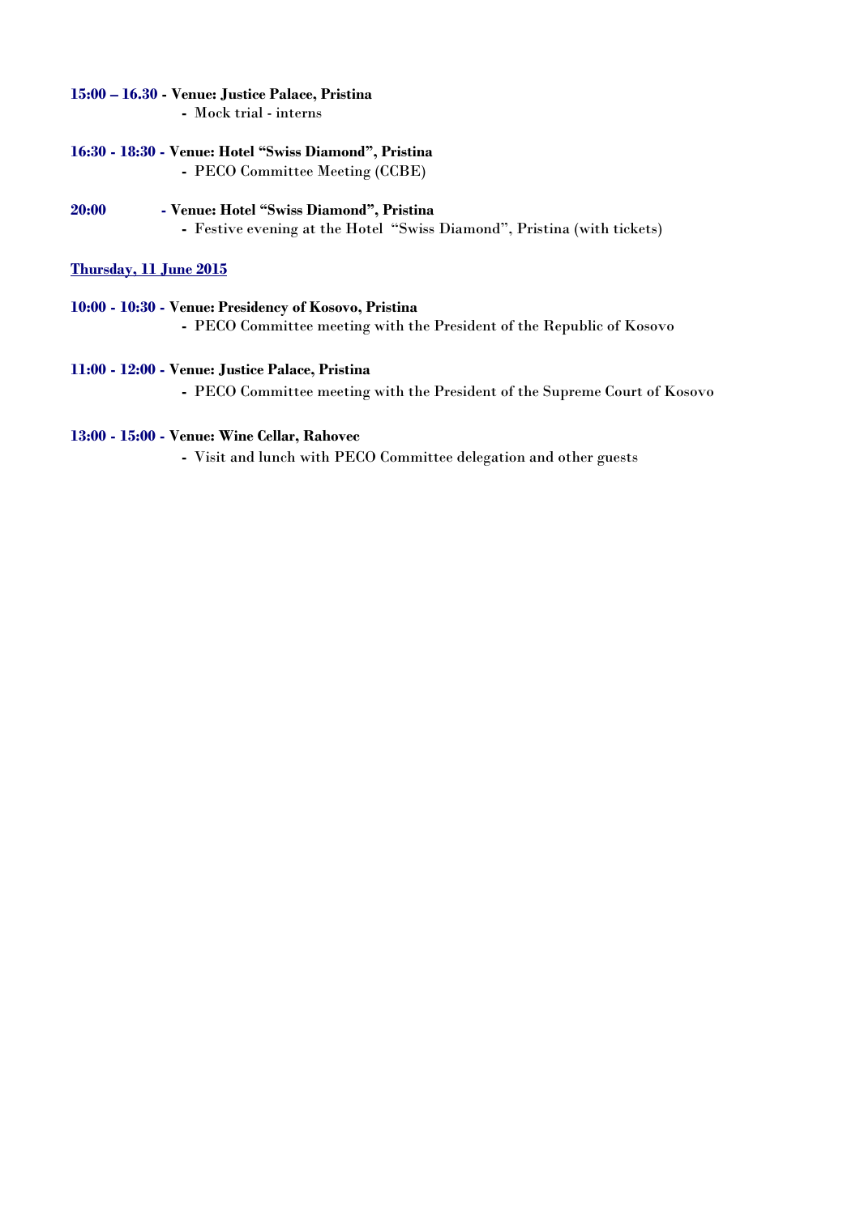**15:00 – 16.30 - Venue: Justice Palace, Pristina**

- Mock trial - interns

**16:30 - 18:30 - Venue: Hotel "Swiss Diamond", Pristina**

- PECO Committee Meeting (CCBE)

**20:00 - Venue: Hotel "Swiss Diamond", Pristina**

- Festive evening at the Hotel "Swiss Diamond", Pristina (with tickets)

**Thursday, 11 June 2015**

**10:00 - 10:30 - Venue: Presidency of Kosovo, Pristina**

- PECO Committee meeting with the President of the Republic of Kosovo

**11:00 - 12:00 - Venue: Justice Palace, Pristina**

- PECO Committee meeting with the President of the Supreme Court of Kosovo

**13:00 - 15:00 - Venue: Wine Cellar, Rahovec**

- Visit and lunch with PECO Committee delegation and other guests